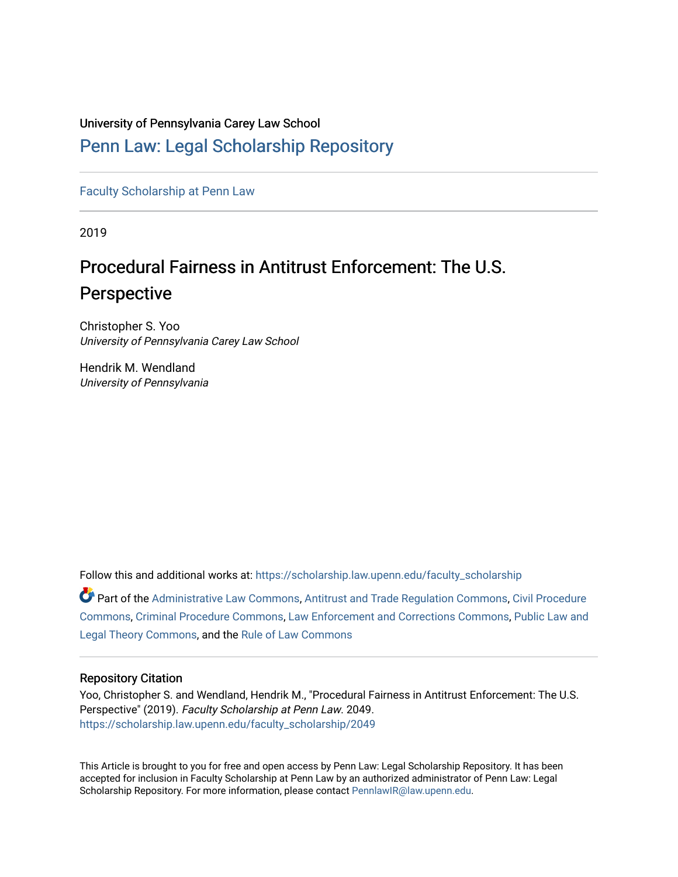University of Pennsylvania Carey Law School

# Penn Law: Legal Scholarship Repository

Faculty Scholarship at Penn Law

2019

## Procedural Fairness in Antitrust Enforcement: The U.S. Perspective

Christopher S. Yoo
*University of Pennsylvania Carey Law School*

Hendrik M. Wendland
*University of Pennsylvania*

Follow this and additional works at: https://scholarship.law.upenn.edu/faculty_scholarship

Part of the Administrative Law Commons, Antitrust and Trade Regulation Commons, Civil Procedure Commons, Criminal Procedure Commons, Law Enforcement and Corrections Commons, Public Law and Legal Theory Commons, and the Rule of Law Commons

### Repository Citation

Yoo, Christopher S. and Wendland, Hendrik M., "Procedural Fairness in Antitrust Enforcement: The U.S. Perspective" (2019). *Faculty Scholarship at Penn Law*. 2049.
https://scholarship.law.upenn.edu/faculty_scholarship/2049

This Article is brought to you for free and open access by Penn Law: Legal Scholarship Repository. It has been accepted for inclusion in Faculty Scholarship at Penn Law by an authorized administrator of Penn Law: Legal Scholarship Repository. For more information, please contact PennlawIR@law.upenn.edu.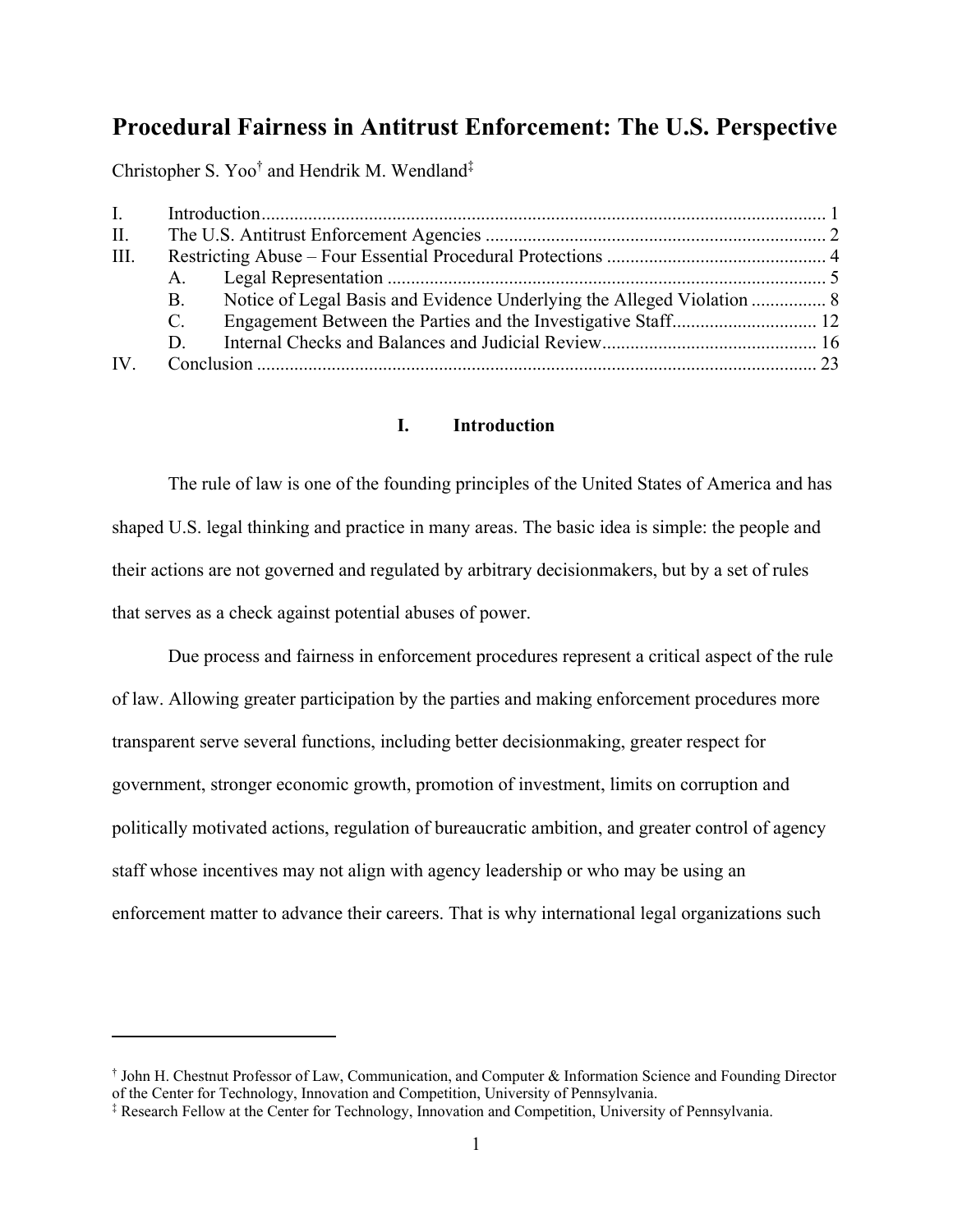# Procedural Fairness in Antitrust Enforcement: The U.S. Perspective

Christopher S. Yoo[†] and Hendrik M. Wendland[‡]

| | | | |
|---|---|---|---|
| I. | Introduction | | 1 |
| II. | The U.S. Antitrust Enforcement Agencies | | 2 |
| III. | Restricting Abuse – Four Essential Procedural Protections | | 4 |
| | A. | Legal Representation | 5 |
| | B. | Notice of Legal Basis and Evidence Underlying the Alleged Violation | 8 |
| | C. | Engagement Between the Parties and the Investigative Staff | 12 |
| | D. | Internal Checks and Balances and Judicial Review | 16 |
| IV. | Conclusion | | 23 |

## I. Introduction

The rule of law is one of the founding principles of the United States of America and has shaped U.S. legal thinking and practice in many areas. The basic idea is simple: the people and their actions are not governed and regulated by arbitrary decisionmakers, but by a set of rules that serves as a check against potential abuses of power.

Due process and fairness in enforcement procedures represent a critical aspect of the rule of law. Allowing greater participation by the parties and making enforcement procedures more transparent serve several functions, including better decisionmaking, greater respect for government, stronger economic growth, promotion of investment, limits on corruption and politically motivated actions, regulation of bureaucratic ambition, and greater control of agency staff whose incentives may not align with agency leadership or who may be using an enforcement matter to advance their careers. That is why international legal organizations such

---

[†] John H. Chestnut Professor of Law, Communication, and Computer & Information Science and Founding Director of the Center for Technology, Innovation and Competition, University of Pennsylvania.

[‡] Research Fellow at the Center for Technology, Innovation and Competition, University of Pennsylvania.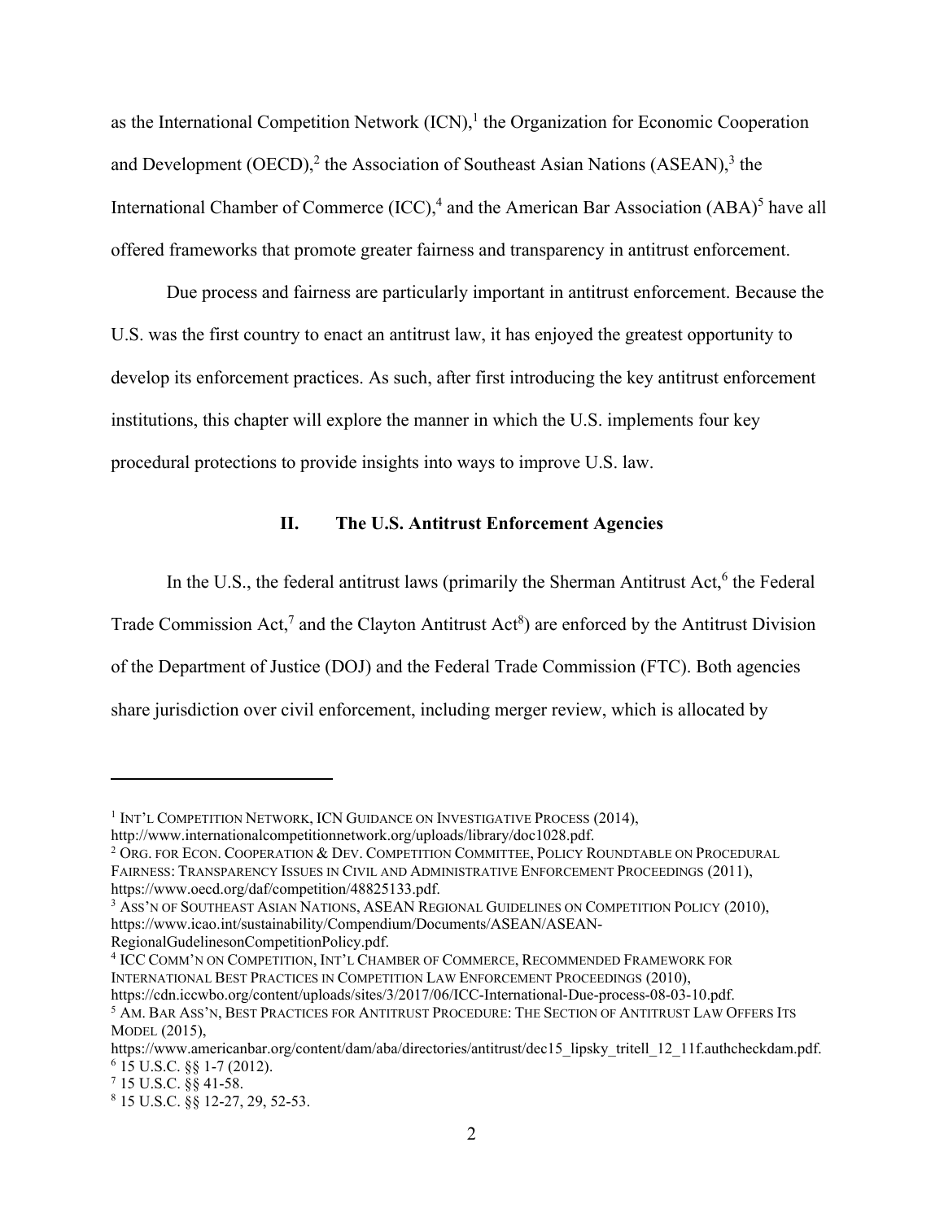as the International Competition Network (ICN),[1] the Organization for Economic Cooperation and Development (OECD),[2] the Association of Southeast Asian Nations (ASEAN),[3] the International Chamber of Commerce (ICC),[4] and the American Bar Association (ABA)[5] have all offered frameworks that promote greater fairness and transparency in antitrust enforcement.

Due process and fairness are particularly important in antitrust enforcement. Because the U.S. was the first country to enact an antitrust law, it has enjoyed the greatest opportunity to develop its enforcement practices. As such, after first introducing the key antitrust enforcement institutions, this chapter will explore the manner in which the U.S. implements four key procedural protections to provide insights into ways to improve U.S. law.

## II. The U.S. Antitrust Enforcement Agencies

In the U.S., the federal antitrust laws (primarily the Sherman Antitrust Act,[6] the Federal Trade Commission Act,[7] and the Clayton Antitrust Act[8]) are enforced by the Antitrust Division of the Department of Justice (DOJ) and the Federal Trade Commission (FTC). Both agencies share jurisdiction over civil enforcement, including merger review, which is allocated by

---

[1] INT'L COMPETITION NETWORK, ICN GUIDANCE ON INVESTIGATIVE PROCESS (2014), http://www.internationalcompetitionnetwork.org/uploads/library/doc1028.pdf.

[2] ORG. FOR ECON. COOPERATION & DEV. COMPETITION COMMITTEE, POLICY ROUNDTABLE ON PROCEDURAL FAIRNESS: TRANSPARENCY ISSUES IN CIVIL AND ADMINISTRATIVE ENFORCEMENT PROCEEDINGS (2011), https://www.oecd.org/daf/competition/48825133.pdf.

[3] ASS'N OF SOUTHEAST ASIAN NATIONS, ASEAN REGIONAL GUIDELINES ON COMPETITION POLICY (2010), https://www.icao.int/sustainability/Compendium/Documents/ASEAN/ASEAN-RegionalGudelinesonCompetitionPolicy.pdf.

[4] ICC COMM'N ON COMPETITION, INT'L CHAMBER OF COMMERCE, RECOMMENDED FRAMEWORK FOR INTERNATIONAL BEST PRACTICES IN COMPETITION LAW ENFORCEMENT PROCEEDINGS (2010), https://cdn.iccwbo.org/content/uploads/sites/3/2017/06/ICC-International-Due-process-08-03-10.pdf.

[5] AM. BAR ASS'N, BEST PRACTICES FOR ANTITRUST PROCEDURE: THE SECTION OF ANTITRUST LAW OFFERS ITS MODEL (2015), https://www.americanbar.org/content/dam/aba/directories/antitrust/dec15_lipsky_tritell_12_11f.authcheckdam.pdf.

[6] 15 U.S.C. §§ 1-7 (2012).

[7] 15 U.S.C. §§ 41-58.

[8] 15 U.S.C. §§ 12-27, 29, 52-53.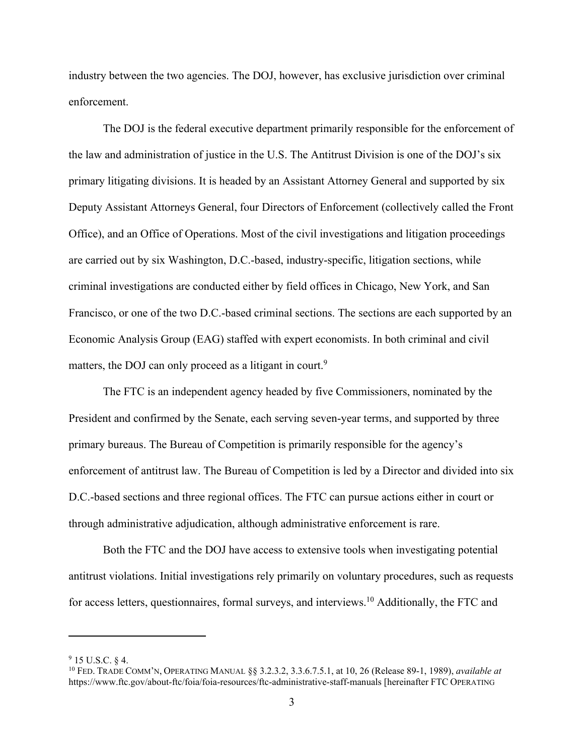industry between the two agencies. The DOJ, however, has exclusive jurisdiction over criminal enforcement.

The DOJ is the federal executive department primarily responsible for the enforcement of the law and administration of justice in the U.S. The Antitrust Division is one of the DOJ's six primary litigating divisions. It is headed by an Assistant Attorney General and supported by six Deputy Assistant Attorneys General, four Directors of Enforcement (collectively called the Front Office), and an Office of Operations. Most of the civil investigations and litigation proceedings are carried out by six Washington, D.C.-based, industry-specific, litigation sections, while criminal investigations are conducted either by field offices in Chicago, New York, and San Francisco, or one of the two D.C.-based criminal sections. The sections are each supported by an Economic Analysis Group (EAG) staffed with expert economists. In both criminal and civil matters, the DOJ can only proceed as a litigant in court.[9]

The FTC is an independent agency headed by five Commissioners, nominated by the President and confirmed by the Senate, each serving seven-year terms, and supported by three primary bureaus. The Bureau of Competition is primarily responsible for the agency's enforcement of antitrust law. The Bureau of Competition is led by a Director and divided into six D.C.-based sections and three regional offices. The FTC can pursue actions either in court or through administrative adjudication, although administrative enforcement is rare.

Both the FTC and the DOJ have access to extensive tools when investigating potential antitrust violations. Initial investigations rely primarily on voluntary procedures, such as requests for access letters, questionnaires, formal surveys, and interviews.[10] Additionally, the FTC and

---

[9] 15 U.S.C. § 4.

[10] FED. TRADE COMM'N, OPERATING MANUAL §§ 3.2.3.2, 3.3.6.7.5.1, at 10, 26 (Release 89-1, 1989), *available at* https://www.ftc.gov/about-ftc/foia/foia-resources/ftc-administrative-staff-manuals [hereinafter FTC OPERATING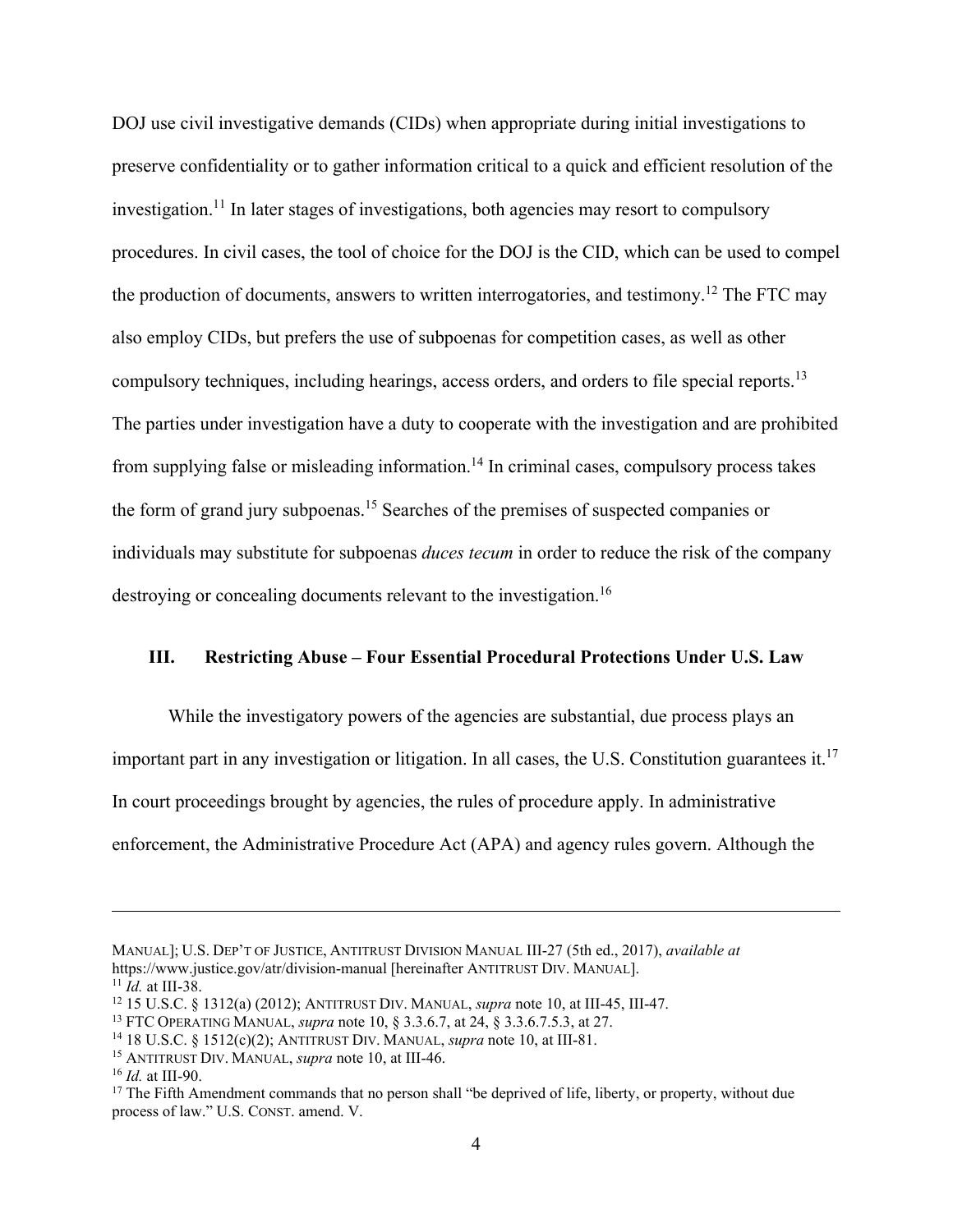DOJ use civil investigative demands (CIDs) when appropriate during initial investigations to preserve confidentiality or to gather information critical to a quick and efficient resolution of the investigation.[11] In later stages of investigations, both agencies may resort to compulsory procedures. In civil cases, the tool of choice for the DOJ is the CID, which can be used to compel the production of documents, answers to written interrogatories, and testimony.[12] The FTC may also employ CIDs, but prefers the use of subpoenas for competition cases, as well as other compulsory techniques, including hearings, access orders, and orders to file special reports.[13] The parties under investigation have a duty to cooperate with the investigation and are prohibited from supplying false or misleading information.[14] In criminal cases, compulsory process takes the form of grand jury subpoenas.[15] Searches of the premises of suspected companies or individuals may substitute for subpoenas *duces tecum* in order to reduce the risk of the company destroying or concealing documents relevant to the investigation.[16]

## III. Restricting Abuse – Four Essential Procedural Protections Under U.S. Law

While the investigatory powers of the agencies are substantial, due process plays an important part in any investigation or litigation. In all cases, the U.S. Constitution guarantees it.[17] In court proceedings brought by agencies, the rules of procedure apply. In administrative enforcement, the Administrative Procedure Act (APA) and agency rules govern. Although the

---

MANUAL]; U.S. DEP'T OF JUSTICE, ANTITRUST DIVISION MANUAL III-27 (5th ed., 2017), *available at* https://www.justice.gov/atr/division-manual [hereinafter ANTITRUST DIV. MANUAL].

[11] *Id.* at III-38.

[12] 15 U.S.C. § 1312(a) (2012); ANTITRUST DIV. MANUAL, *supra* note 10, at III-45, III-47.

[13] FTC OPERATING MANUAL, *supra* note 10, § 3.3.6.7, at 24, § 3.3.6.7.5.3, at 27.

[14] 18 U.S.C. § 1512(c)(2); ANTITRUST DIV. MANUAL, *supra* note 10, at III-81.

[15] ANTITRUST DIV. MANUAL, *supra* note 10, at III-46.

[16] *Id.* at III-90.

[17] The Fifth Amendment commands that no person shall "be deprived of life, liberty, or property, without due process of law." U.S. CONST. amend. V.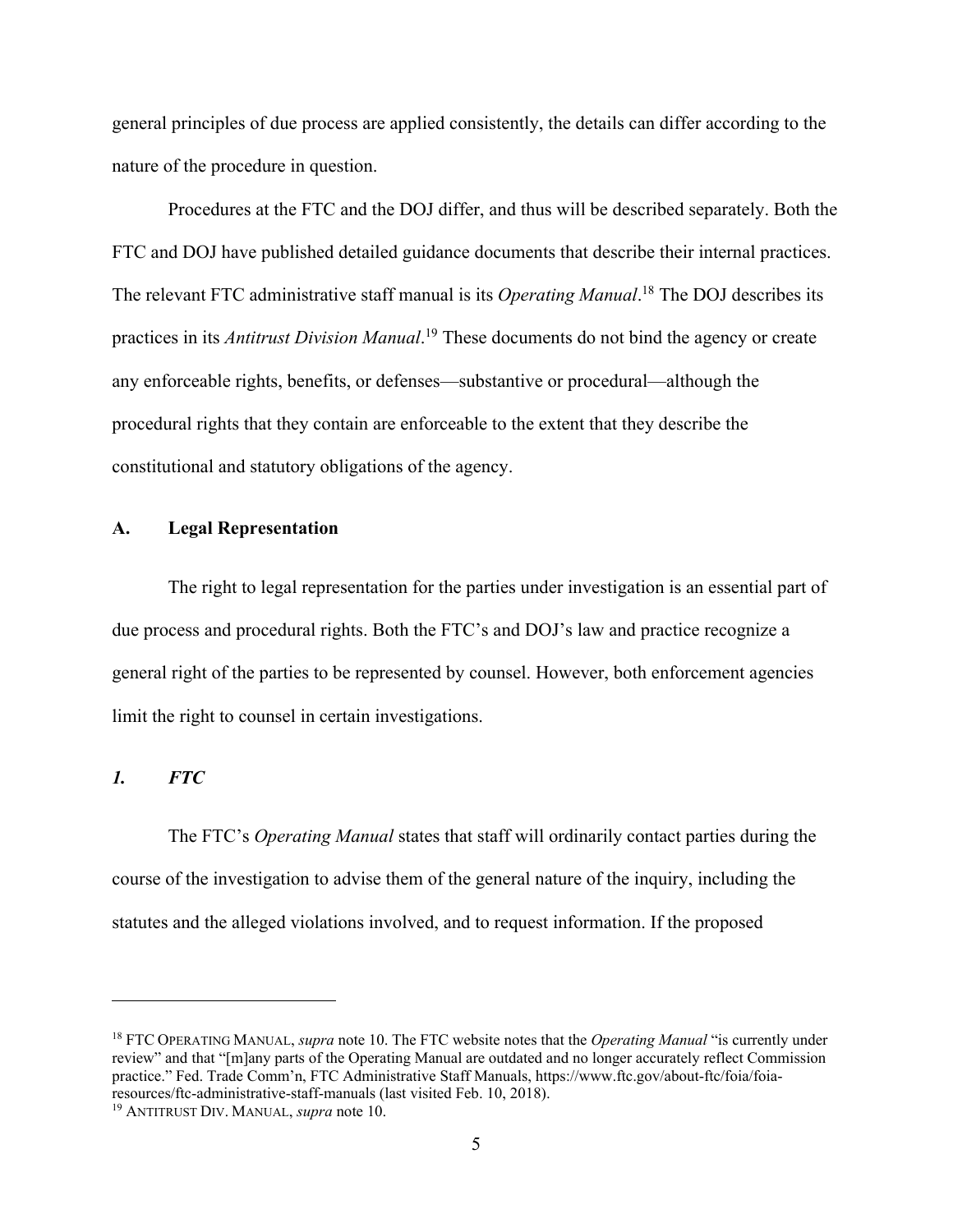general principles of due process are applied consistently, the details can differ according to the nature of the procedure in question.

Procedures at the FTC and the DOJ differ, and thus will be described separately. Both the FTC and DOJ have published detailed guidance documents that describe their internal practices. The relevant FTC administrative staff manual is its *Operating Manual*.[18] The DOJ describes its practices in its *Antitrust Division Manual*.[19] These documents do not bind the agency or create any enforceable rights, benefits, or defenses—substantive or procedural—although the procedural rights that they contain are enforceable to the extent that they describe the constitutional and statutory obligations of the agency.

### A. Legal Representation

The right to legal representation for the parties under investigation is an essential part of due process and procedural rights. Both the FTC's and DOJ's law and practice recognize a general right of the parties to be represented by counsel. However, both enforcement agencies limit the right to counsel in certain investigations.

#### *1. FTC*

The FTC's *Operating Manual* states that staff will ordinarily contact parties during the course of the investigation to advise them of the general nature of the inquiry, including the statutes and the alleged violations involved, and to request information. If the proposed

---

[18] FTC OPERATING MANUAL, *supra* note 10. The FTC website notes that the *Operating Manual* "is currently under review" and that "[m]any parts of the Operating Manual are outdated and no longer accurately reflect Commission practice." Fed. Trade Comm'n, FTC Administrative Staff Manuals, https://www.ftc.gov/about-ftc/foia/foia-resources/ftc-administrative-staff-manuals (last visited Feb. 10, 2018).

[19] ANTITRUST DIV. MANUAL, *supra* note 10.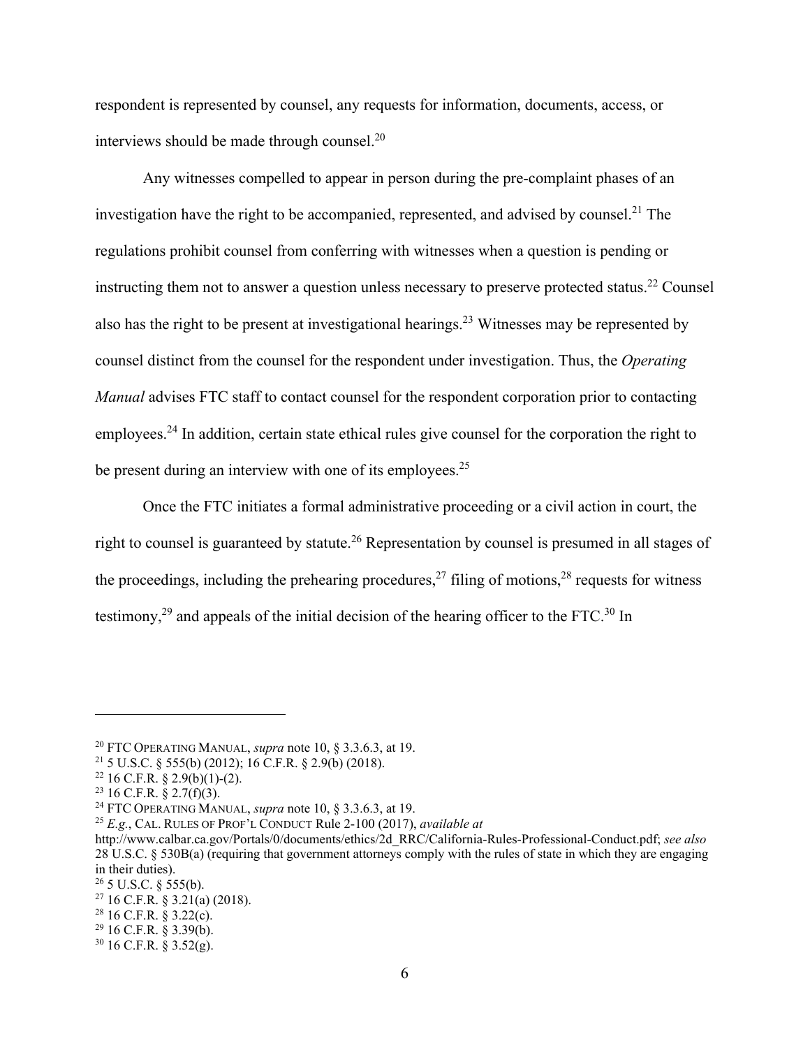respondent is represented by counsel, any requests for information, documents, access, or interviews should be made through counsel.[20]

Any witnesses compelled to appear in person during the pre-complaint phases of an investigation have the right to be accompanied, represented, and advised by counsel.[21] The regulations prohibit counsel from conferring with witnesses when a question is pending or instructing them not to answer a question unless necessary to preserve protected status.[22] Counsel also has the right to be present at investigational hearings.[23] Witnesses may be represented by counsel distinct from the counsel for the respondent under investigation. Thus, the *Operating Manual* advises FTC staff to contact counsel for the respondent corporation prior to contacting employees.[24] In addition, certain state ethical rules give counsel for the corporation the right to be present during an interview with one of its employees.[25]

Once the FTC initiates a formal administrative proceeding or a civil action in court, the right to counsel is guaranteed by statute.[26] Representation by counsel is presumed in all stages of the proceedings, including the prehearing procedures,[27] filing of motions,[28] requests for witness testimony,[29] and appeals of the initial decision of the hearing officer to the FTC.[30] In

---

[20] FTC OPERATING MANUAL, *supra* note 10, § 3.3.6.3, at 19.

[21] 5 U.S.C. § 555(b) (2012); 16 C.F.R. § 2.9(b) (2018).

[22] 16 C.F.R. § 2.9(b)(1)-(2).

[23] 16 C.F.R. § 2.7(f)(3).

[24] FTC OPERATING MANUAL, *supra* note 10, § 3.3.6.3, at 19.

[25] *E.g.*, CAL. RULES OF PROF'L CONDUCT Rule 2-100 (2017), *available at* http://www.calbar.ca.gov/Portals/0/documents/ethics/2d_RRC/California-Rules-Professional-Conduct.pdf; *see also* 28 U.S.C. § 530B(a) (requiring that government attorneys comply with the rules of state in which they are engaging in their duties).

[26] 5 U.S.C. § 555(b).

[27] 16 C.F.R. § 3.21(a) (2018).

[28] 16 C.F.R. § 3.22(c).

[29] 16 C.F.R. § 3.39(b).

[30] 16 C.F.R. § 3.52(g).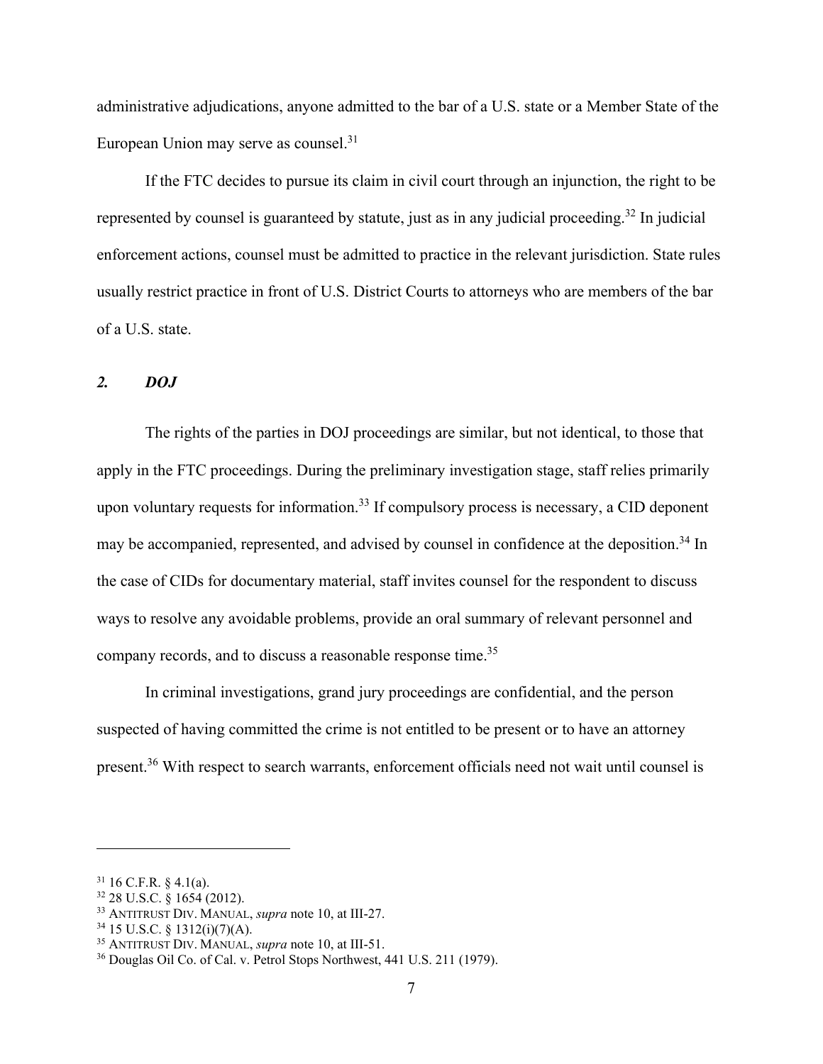administrative adjudications, anyone admitted to the bar of a U.S. state or a Member State of the European Union may serve as counsel.[31]

If the FTC decides to pursue its claim in civil court through an injunction, the right to be represented by counsel is guaranteed by statute, just as in any judicial proceeding.[32] In judicial enforcement actions, counsel must be admitted to practice in the relevant jurisdiction. State rules usually restrict practice in front of U.S. District Courts to attorneys who are members of the bar of a U.S. state.

### *2. DOJ*

The rights of the parties in DOJ proceedings are similar, but not identical, to those that apply in the FTC proceedings. During the preliminary investigation stage, staff relies primarily upon voluntary requests for information.[33] If compulsory process is necessary, a CID deponent may be accompanied, represented, and advised by counsel in confidence at the deposition.[34] In the case of CIDs for documentary material, staff invites counsel for the respondent to discuss ways to resolve any avoidable problems, provide an oral summary of relevant personnel and company records, and to discuss a reasonable response time.[35]

In criminal investigations, grand jury proceedings are confidential, and the person suspected of having committed the crime is not entitled to be present or to have an attorney present.[36] With respect to search warrants, enforcement officials need not wait until counsel is

---

[31] 16 C.F.R. § 4.1(a).
[32] 28 U.S.C. § 1654 (2012).
[33] ANTITRUST DIV. MANUAL, *supra* note 10, at III-27.
[34] 15 U.S.C. § 1312(i)(7)(A).
[35] ANTITRUST DIV. MANUAL, *supra* note 10, at III-51.
[36] Douglas Oil Co. of Cal. v. Petrol Stops Northwest, 441 U.S. 211 (1979).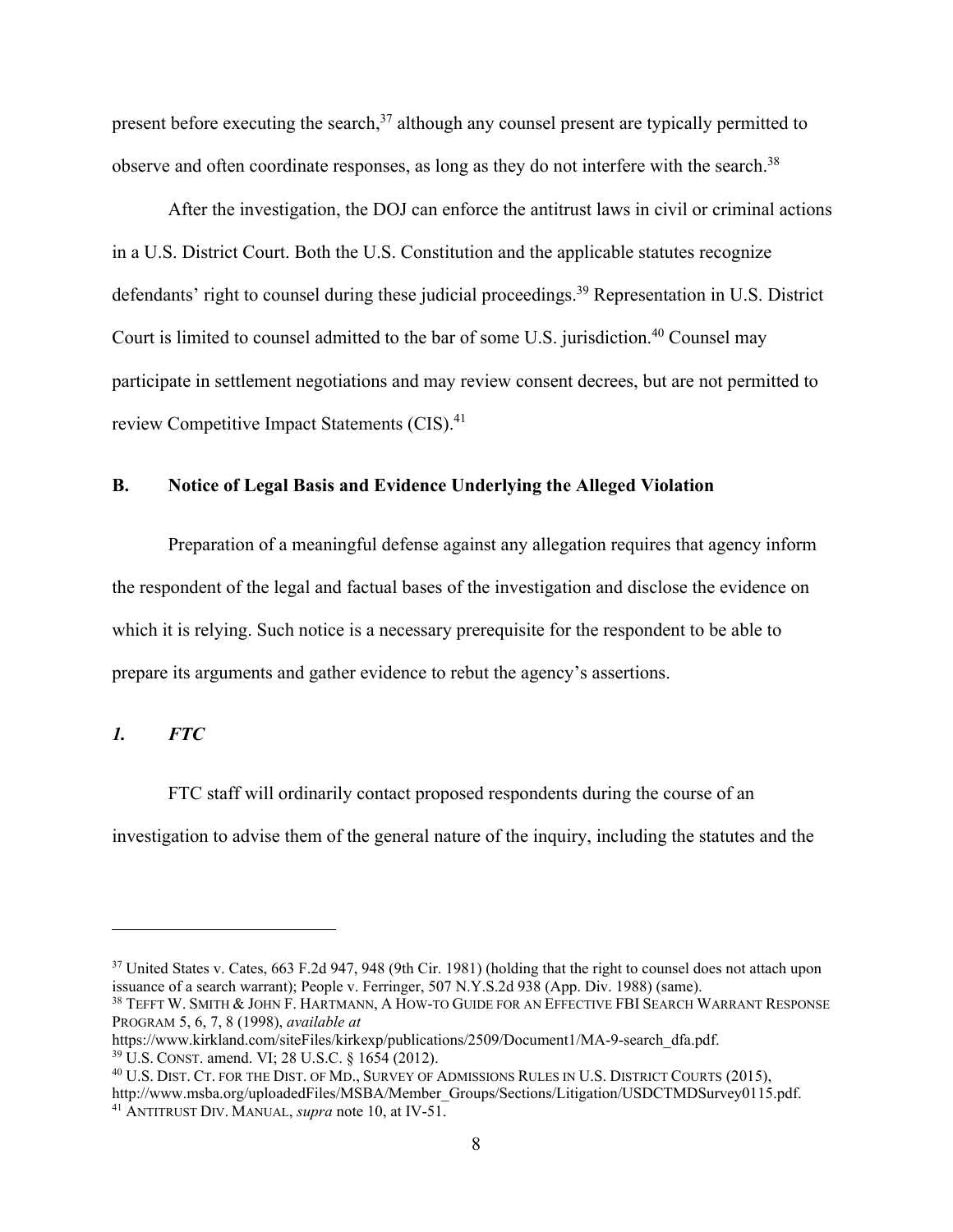present before executing the search,[37] although any counsel present are typically permitted to observe and often coordinate responses, as long as they do not interfere with the search.[38]

After the investigation, the DOJ can enforce the antitrust laws in civil or criminal actions in a U.S. District Court. Both the U.S. Constitution and the applicable statutes recognize defendants' right to counsel during these judicial proceedings.[39] Representation in U.S. District Court is limited to counsel admitted to the bar of some U.S. jurisdiction.[40] Counsel may participate in settlement negotiations and may review consent decrees, but are not permitted to review Competitive Impact Statements (CIS).[41]

### B. Notice of Legal Basis and Evidence Underlying the Alleged Violation

Preparation of a meaningful defense against any allegation requires that agency inform the respondent of the legal and factual bases of the investigation and disclose the evidence on which it is relying. Such notice is a necessary prerequisite for the respondent to be able to prepare its arguments and gather evidence to rebut the agency's assertions.

#### *1. FTC*

FTC staff will ordinarily contact proposed respondents during the course of an investigation to advise them of the general nature of the inquiry, including the statutes and the

---

[37] United States v. Cates, 663 F.2d 947, 948 (9th Cir. 1981) (holding that the right to counsel does not attach upon issuance of a search warrant); People v. Ferringer, 507 N.Y.S.2d 938 (App. Div. 1988) (same).

[38] TEFFT W. SMITH & JOHN F. HARTMANN, A HOW-TO GUIDE FOR AN EFFECTIVE FBI SEARCH WARRANT RESPONSE PROGRAM 5, 6, 7, 8 (1998), *available at* https://www.kirkland.com/siteFiles/kirkexp/publications/2509/Document1/MA-9-search_dfa.pdf.

[39] U.S. CONST. amend. VI; 28 U.S.C. § 1654 (2012).

[40] U.S. DIST. CT. FOR THE DIST. OF MD., SURVEY OF ADMISSIONS RULES IN U.S. DISTRICT COURTS (2015), http://www.msba.org/uploadedFiles/MSBA/Member_Groups/Sections/Litigation/USDCTMDSurvey0115.pdf.

[41] ANTITRUST DIV. MANUAL, *supra* note 10, at IV-51.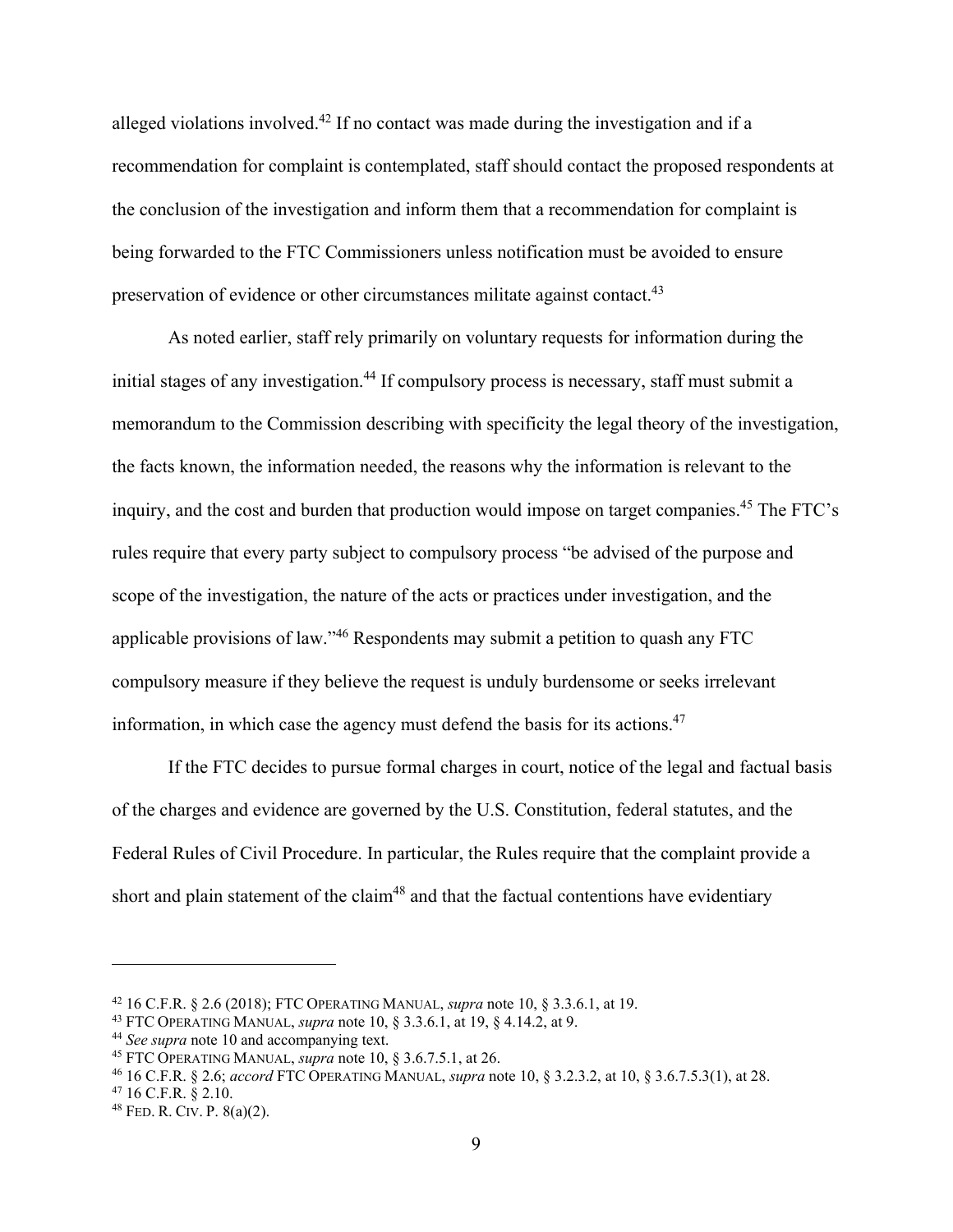alleged violations involved.[42] If no contact was made during the investigation and if a recommendation for complaint is contemplated, staff should contact the proposed respondents at the conclusion of the investigation and inform them that a recommendation for complaint is being forwarded to the FTC Commissioners unless notification must be avoided to ensure preservation of evidence or other circumstances militate against contact.[43]

As noted earlier, staff rely primarily on voluntary requests for information during the initial stages of any investigation.[44] If compulsory process is necessary, staff must submit a memorandum to the Commission describing with specificity the legal theory of the investigation, the facts known, the information needed, the reasons why the information is relevant to the inquiry, and the cost and burden that production would impose on target companies.[45] The FTC's rules require that every party subject to compulsory process "be advised of the purpose and scope of the investigation, the nature of the acts or practices under investigation, and the applicable provisions of law."[46] Respondents may submit a petition to quash any FTC compulsory measure if they believe the request is unduly burdensome or seeks irrelevant information, in which case the agency must defend the basis for its actions.[47]

If the FTC decides to pursue formal charges in court, notice of the legal and factual basis of the charges and evidence are governed by the U.S. Constitution, federal statutes, and the Federal Rules of Civil Procedure. In particular, the Rules require that the complaint provide a short and plain statement of the claim[48] and that the factual contentions have evidentiary

---

[42] 16 C.F.R. § 2.6 (2018); FTC OPERATING MANUAL, *supra* note 10, § 3.3.6.1, at 19.

[43] FTC OPERATING MANUAL, *supra* note 10, § 3.3.6.1, at 19, § 4.14.2, at 9.

[44] *See supra* note 10 and accompanying text.

[45] FTC OPERATING MANUAL, *supra* note 10, § 3.6.7.5.1, at 26.

[46] 16 C.F.R. § 2.6; *accord* FTC OPERATING MANUAL, *supra* note 10, § 3.2.3.2, at 10, § 3.6.7.5.3(1), at 28.

[47] 16 C.F.R. § 2.10.

[48] FED. R. CIV. P. 8(a)(2).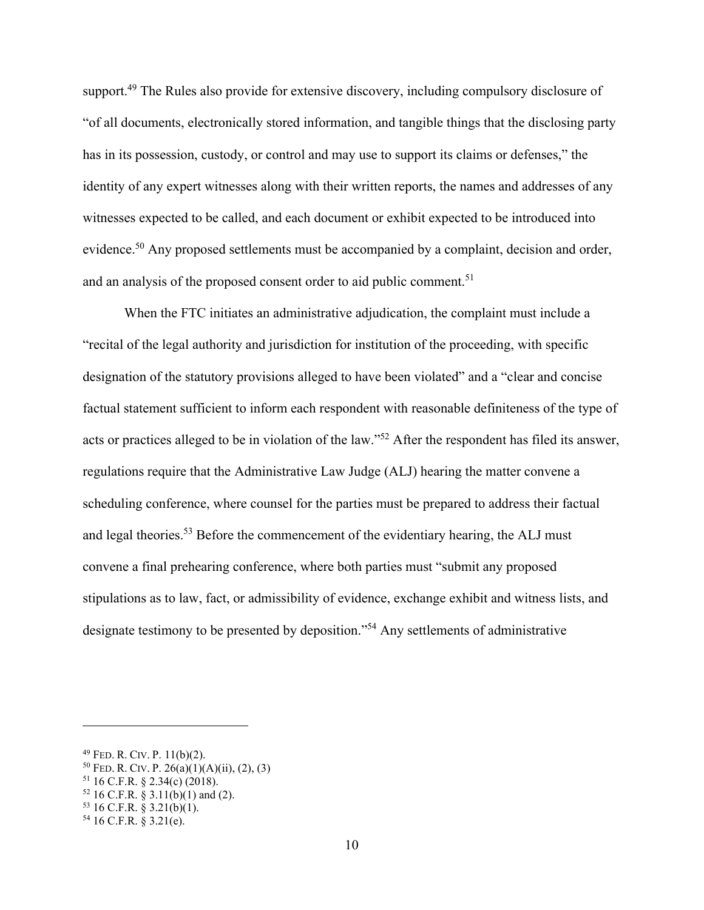support.[49] The Rules also provide for extensive discovery, including compulsory disclosure of "of all documents, electronically stored information, and tangible things that the disclosing party has in its possession, custody, or control and may use to support its claims or defenses," the identity of any expert witnesses along with their written reports, the names and addresses of any witnesses expected to be called, and each document or exhibit expected to be introduced into evidence.[50] Any proposed settlements must be accompanied by a complaint, decision and order, and an analysis of the proposed consent order to aid public comment.[51]

When the FTC initiates an administrative adjudication, the complaint must include a "recital of the legal authority and jurisdiction for institution of the proceeding, with specific designation of the statutory provisions alleged to have been violated" and a "clear and concise factual statement sufficient to inform each respondent with reasonable definiteness of the type of acts or practices alleged to be in violation of the law."[52] After the respondent has filed its answer, regulations require that the Administrative Law Judge (ALJ) hearing the matter convene a scheduling conference, where counsel for the parties must be prepared to address their factual and legal theories.[53] Before the commencement of the evidentiary hearing, the ALJ must convene a final prehearing conference, where both parties must "submit any proposed stipulations as to law, fact, or admissibility of evidence, exchange exhibit and witness lists, and designate testimony to be presented by deposition."[54] Any settlements of administrative

---

[49] FED. R. CIV. P. 11(b)(2).

[50] FED. R. CIV. P. 26(a)(1)(A)(ii), (2), (3)

[51] 16 C.F.R. § 2.34(c) (2018).

[52] 16 C.F.R. § 3.11(b)(1) and (2).

[53] 16 C.F.R. § 3.21(b)(1).

[54] 16 C.F.R. § 3.21(e).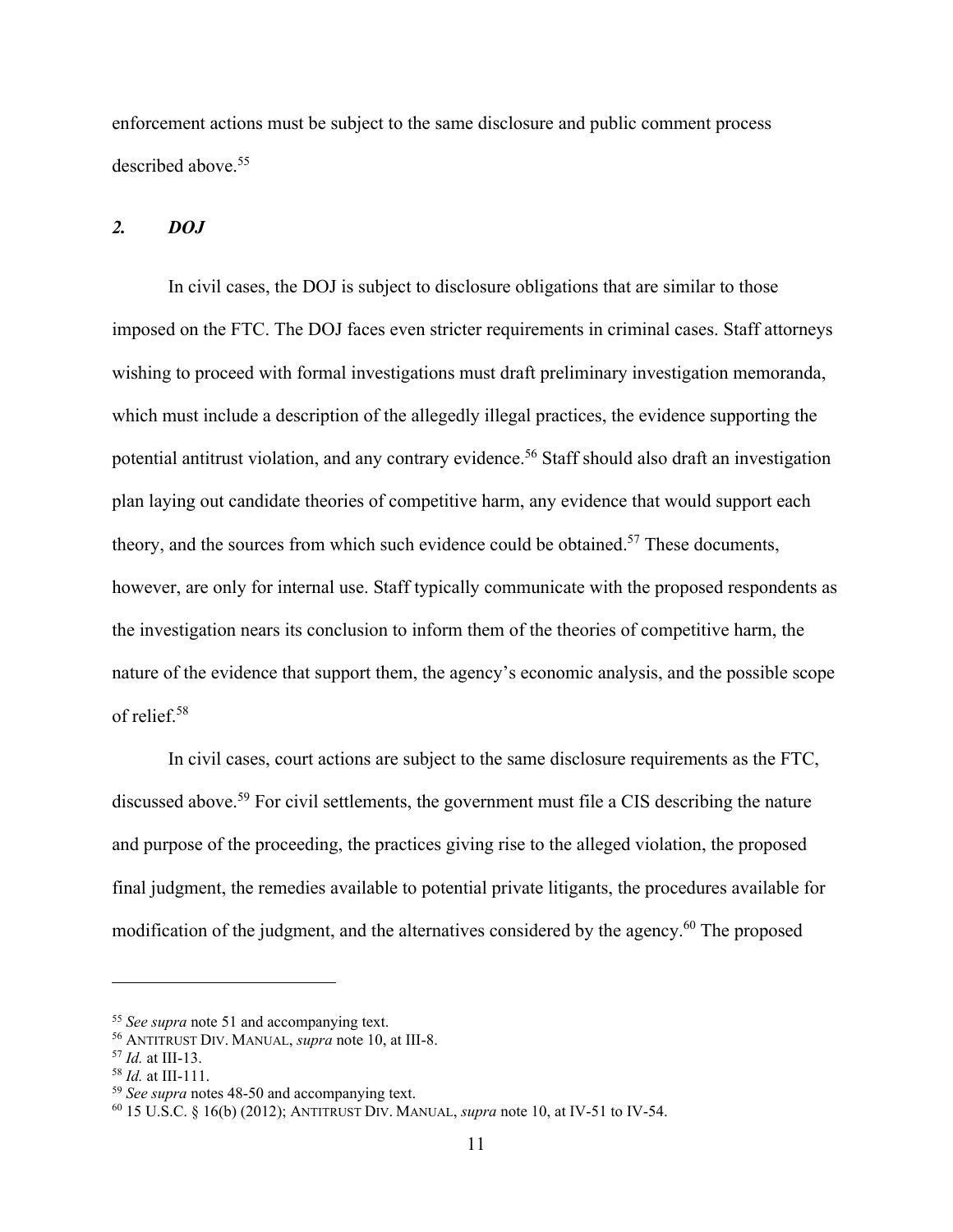enforcement actions must be subject to the same disclosure and public comment process described above.[55]

### *2. DOJ*

In civil cases, the DOJ is subject to disclosure obligations that are similar to those imposed on the FTC. The DOJ faces even stricter requirements in criminal cases. Staff attorneys wishing to proceed with formal investigations must draft preliminary investigation memoranda, which must include a description of the allegedly illegal practices, the evidence supporting the potential antitrust violation, and any contrary evidence.[56] Staff should also draft an investigation plan laying out candidate theories of competitive harm, any evidence that would support each theory, and the sources from which such evidence could be obtained.[57] These documents, however, are only for internal use. Staff typically communicate with the proposed respondents as the investigation nears its conclusion to inform them of the theories of competitive harm, the nature of the evidence that support them, the agency's economic analysis, and the possible scope of relief.[58]

In civil cases, court actions are subject to the same disclosure requirements as the FTC, discussed above.[59] For civil settlements, the government must file a CIS describing the nature and purpose of the proceeding, the practices giving rise to the alleged violation, the proposed final judgment, the remedies available to potential private litigants, the procedures available for modification of the judgment, and the alternatives considered by the agency.[60] The proposed

---

[55] *See supra* note 51 and accompanying text.
[56] ANTITRUST DIV. MANUAL, *supra* note 10, at III-8.
[57] *Id.* at III-13.
[58] *Id.* at III-111.
[59] *See supra* notes 48-50 and accompanying text.
[60] 15 U.S.C. § 16(b) (2012); ANTITRUST DIV. MANUAL, *supra* note 10, at IV-51 to IV-54.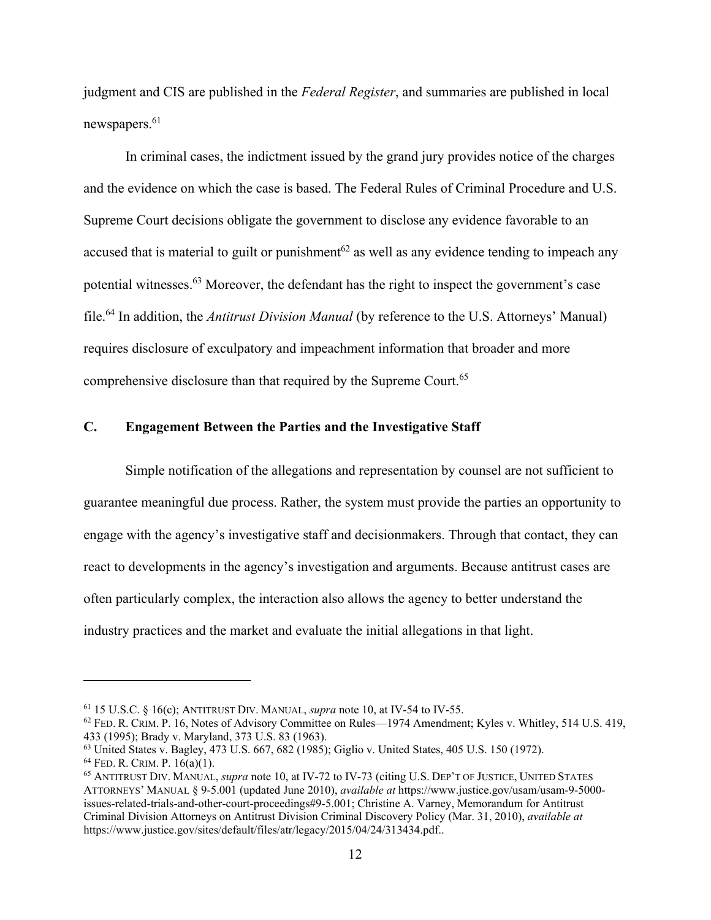judgment and CIS are published in the *Federal Register*, and summaries are published in local newspapers.[61]

In criminal cases, the indictment issued by the grand jury provides notice of the charges and the evidence on which the case is based. The Federal Rules of Criminal Procedure and U.S. Supreme Court decisions obligate the government to disclose any evidence favorable to an accused that is material to guilt or punishment[62] as well as any evidence tending to impeach any potential witnesses.[63] Moreover, the defendant has the right to inspect the government's case file.[64] In addition, the *Antitrust Division Manual* (by reference to the U.S. Attorneys' Manual) requires disclosure of exculpatory and impeachment information that broader and more comprehensive disclosure than that required by the Supreme Court.[65]

### C. Engagement Between the Parties and the Investigative Staff

Simple notification of the allegations and representation by counsel are not sufficient to guarantee meaningful due process. Rather, the system must provide the parties an opportunity to engage with the agency's investigative staff and decisionmakers. Through that contact, they can react to developments in the agency's investigation and arguments. Because antitrust cases are often particularly complex, the interaction also allows the agency to better understand the industry practices and the market and evaluate the initial allegations in that light.

---

[61] 15 U.S.C. § 16(c); ANTITRUST DIV. MANUAL, *supra* note 10, at IV-54 to IV-55.

[62] FED. R. CRIM. P. 16, Notes of Advisory Committee on Rules—1974 Amendment; Kyles v. Whitley, 514 U.S. 419, 433 (1995); Brady v. Maryland, 373 U.S. 83 (1963).

[63] United States v. Bagley, 473 U.S. 667, 682 (1985); Giglio v. United States, 405 U.S. 150 (1972).

[64] FED. R. CRIM. P. 16(a)(1).

[65] ANTITRUST DIV. MANUAL, *supra* note 10, at IV-72 to IV-73 (citing U.S. DEP'T OF JUSTICE, UNITED STATES ATTORNEYS' MANUAL § 9-5.001 (updated June 2010), *available at* https://www.justice.gov/usam/usam-9-5000-issues-related-trials-and-other-court-proceedings#9-5.001; Christine A. Varney, Memorandum for Antitrust Criminal Division Attorneys on Antitrust Division Criminal Discovery Policy (Mar. 31, 2010), *available at* https://www.justice.gov/sites/default/files/atr/legacy/2015/04/24/313434.pdf..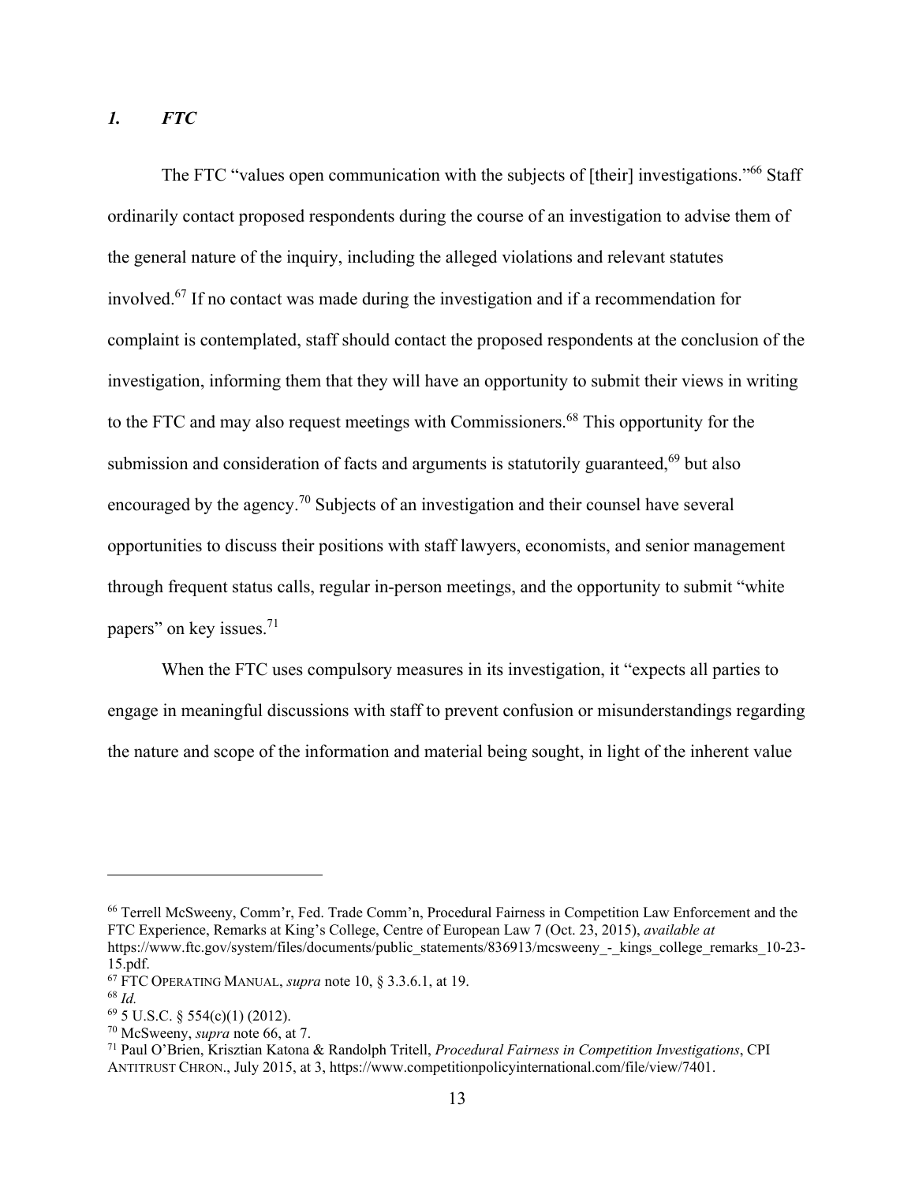### *1. FTC*

The FTC "values open communication with the subjects of [their] investigations."[66] Staff ordinarily contact proposed respondents during the course of an investigation to advise them of the general nature of the inquiry, including the alleged violations and relevant statutes involved.[67] If no contact was made during the investigation and if a recommendation for complaint is contemplated, staff should contact the proposed respondents at the conclusion of the investigation, informing them that they will have an opportunity to submit their views in writing to the FTC and may also request meetings with Commissioners.[68] This opportunity for the submission and consideration of facts and arguments is statutorily guaranteed,[69] but also encouraged by the agency.[70] Subjects of an investigation and their counsel have several opportunities to discuss their positions with staff lawyers, economists, and senior management through frequent status calls, regular in-person meetings, and the opportunity to submit "white papers" on key issues.[71]

When the FTC uses compulsory measures in its investigation, it "expects all parties to engage in meaningful discussions with staff to prevent confusion or misunderstandings regarding the nature and scope of the information and material being sought, in light of the inherent value

---

[66] Terrell McSweeny, Comm'r, Fed. Trade Comm'n, Procedural Fairness in Competition Law Enforcement and the FTC Experience, Remarks at King's College, Centre of European Law 7 (Oct. 23, 2015), *available at* https://www.ftc.gov/system/files/documents/public_statements/836913/mcsweeny_-_kings_college_remarks_10-23-15.pdf.

[67] FTC OPERATING MANUAL, *supra* note 10, § 3.3.6.1, at 19.

[68] *Id.*

[69] 5 U.S.C. § 554(c)(1) (2012).

[70] McSweeny, *supra* note 66, at 7.

[71] Paul O'Brien, Krisztian Katona & Randolph Tritell, *Procedural Fairness in Competition Investigations*, CPI ANTITRUST CHRON., July 2015, at 3, https://www.competitionpolicyinternational.com/file/view/7401.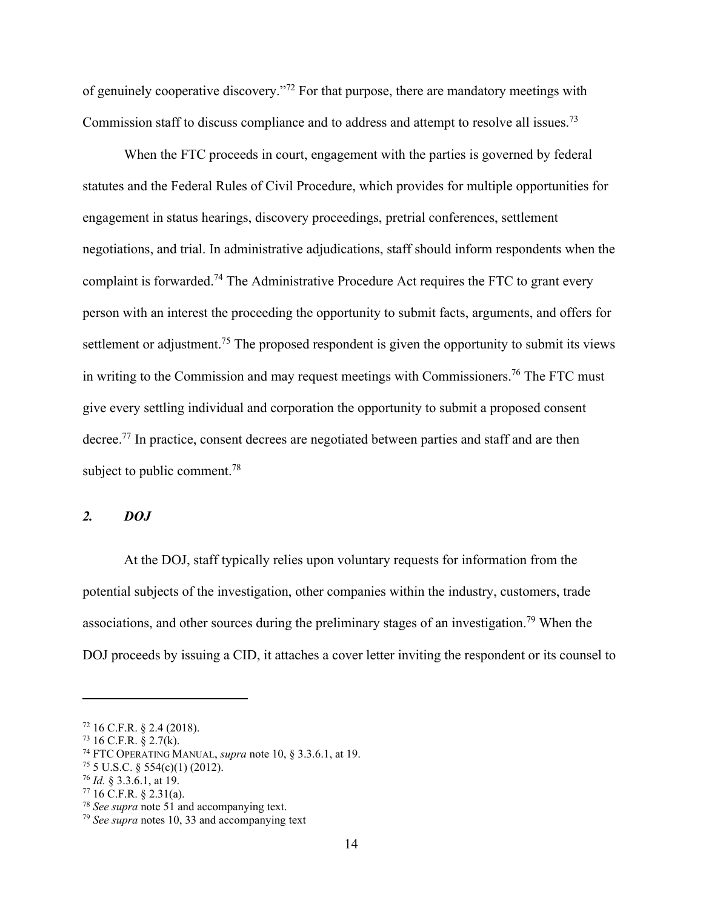of genuinely cooperative discovery."[72] For that purpose, there are mandatory meetings with Commission staff to discuss compliance and to address and attempt to resolve all issues.[73]

When the FTC proceeds in court, engagement with the parties is governed by federal statutes and the Federal Rules of Civil Procedure, which provides for multiple opportunities for engagement in status hearings, discovery proceedings, pretrial conferences, settlement negotiations, and trial. In administrative adjudications, staff should inform respondents when the complaint is forwarded.[74] The Administrative Procedure Act requires the FTC to grant every person with an interest the proceeding the opportunity to submit facts, arguments, and offers for settlement or adjustment.[75] The proposed respondent is given the opportunity to submit its views in writing to the Commission and may request meetings with Commissioners.[76] The FTC must give every settling individual and corporation the opportunity to submit a proposed consent decree.[77] In practice, consent decrees are negotiated between parties and staff and are then subject to public comment.[78]

### *2. DOJ*

At the DOJ, staff typically relies upon voluntary requests for information from the potential subjects of the investigation, other companies within the industry, customers, trade associations, and other sources during the preliminary stages of an investigation.[79] When the DOJ proceeds by issuing a CID, it attaches a cover letter inviting the respondent or its counsel to

---

[72] 16 C.F.R. § 2.4 (2018).
[73] 16 C.F.R. § 2.7(k).
[74] FTC OPERATING MANUAL, *supra* note 10, § 3.3.6.1, at 19.
[75] 5 U.S.C. § 554(c)(1) (2012).
[76] *Id.* § 3.3.6.1, at 19.
[77] 16 C.F.R. § 2.31(a).
[78] *See supra* note 51 and accompanying text.
[79] *See supra* notes 10, 33 and accompanying text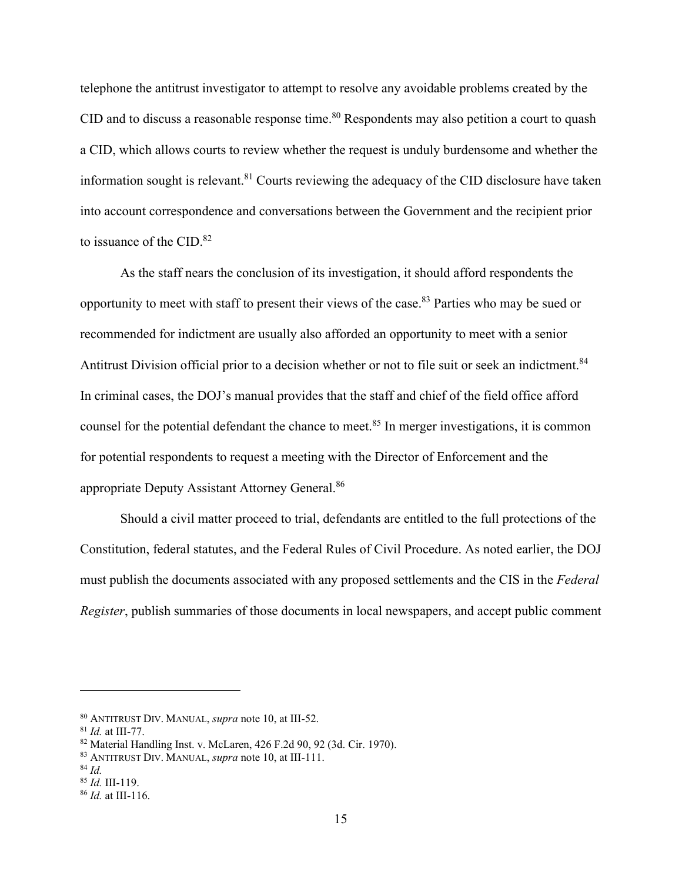telephone the antitrust investigator to attempt to resolve any avoidable problems created by the CID and to discuss a reasonable response time.[80] Respondents may also petition a court to quash a CID, which allows courts to review whether the request is unduly burdensome and whether the information sought is relevant.[81] Courts reviewing the adequacy of the CID disclosure have taken into account correspondence and conversations between the Government and the recipient prior to issuance of the CID.[82]

As the staff nears the conclusion of its investigation, it should afford respondents the opportunity to meet with staff to present their views of the case.[83] Parties who may be sued or recommended for indictment are usually also afforded an opportunity to meet with a senior Antitrust Division official prior to a decision whether or not to file suit or seek an indictment.[84] In criminal cases, the DOJ's manual provides that the staff and chief of the field office afford counsel for the potential defendant the chance to meet.[85] In merger investigations, it is common for potential respondents to request a meeting with the Director of Enforcement and the appropriate Deputy Assistant Attorney General.[86]

Should a civil matter proceed to trial, defendants are entitled to the full protections of the Constitution, federal statutes, and the Federal Rules of Civil Procedure. As noted earlier, the DOJ must publish the documents associated with any proposed settlements and the CIS in the *Federal Register*, publish summaries of those documents in local newspapers, and accept public comment

---

[80] ANTITRUST DIV. MANUAL, *supra* note 10, at III-52.
[81] *Id.* at III-77.
[82] Material Handling Inst. v. McLaren, 426 F.2d 90, 92 (3d. Cir. 1970).
[83] ANTITRUST DIV. MANUAL, *supra* note 10, at III-111.
[84] *Id.*
[85] *Id.* III-119.
[86] *Id.* at III-116.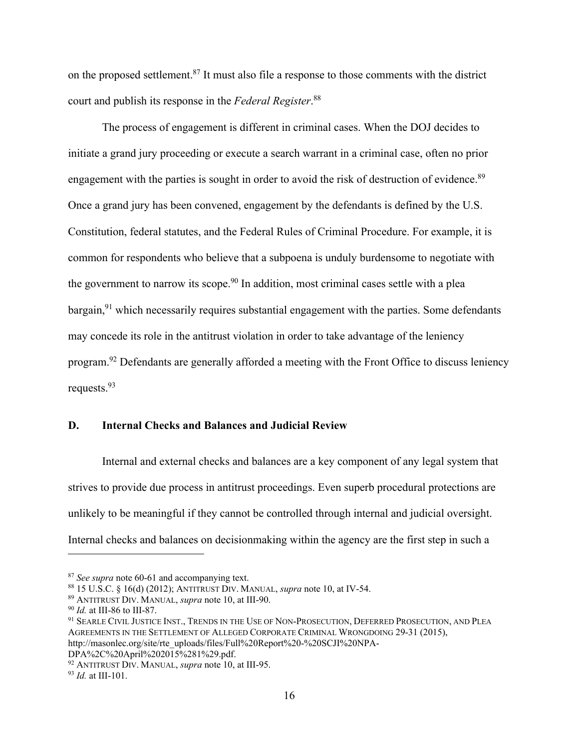on the proposed settlement.[87] It must also file a response to those comments with the district court and publish its response in the *Federal Register*.[88]

The process of engagement is different in criminal cases. When the DOJ decides to initiate a grand jury proceeding or execute a search warrant in a criminal case, often no prior engagement with the parties is sought in order to avoid the risk of destruction of evidence.[89] Once a grand jury has been convened, engagement by the defendants is defined by the U.S. Constitution, federal statutes, and the Federal Rules of Criminal Procedure. For example, it is common for respondents who believe that a subpoena is unduly burdensome to negotiate with the government to narrow its scope.[90] In addition, most criminal cases settle with a plea bargain,[91] which necessarily requires substantial engagement with the parties. Some defendants may concede its role in the antitrust violation in order to take advantage of the leniency program.[92] Defendants are generally afforded a meeting with the Front Office to discuss leniency requests.[93]

### D. Internal Checks and Balances and Judicial Review

Internal and external checks and balances are a key component of any legal system that strives to provide due process in antitrust proceedings. Even superb procedural protections are unlikely to be meaningful if they cannot be controlled through internal and judicial oversight. Internal checks and balances on decisionmaking within the agency are the first step in such a

---

[87] *See supra* note 60-61 and accompanying text.
[88] 15 U.S.C. § 16(d) (2012); ANTITRUST DIV. MANUAL, *supra* note 10, at IV-54.
[89] ANTITRUST DIV. MANUAL, *supra* note 10, at III-90.
[90] *Id.* at III-86 to III-87.
[91] SEARLE CIVIL JUSTICE INST., TRENDS IN THE USE OF NON-PROSECUTION, DEFERRED PROSECUTION, AND PLEA AGREEMENTS IN THE SETTLEMENT OF ALLEGED CORPORATE CRIMINAL WRONGDOING 29-31 (2015), http://masonlec.org/site/rte_uploads/files/Full%20Report%20-%20SCJI%20NPA-DPA%2C%20April%202015%281%29.pdf.
[92] ANTITRUST DIV. MANUAL, *supra* note 10, at III-95.
[93] *Id.* at III-101.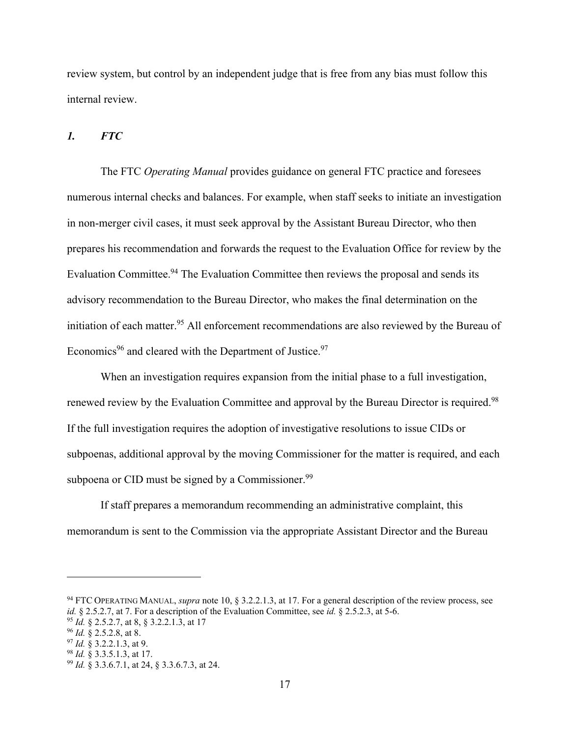review system, but control by an independent judge that is free from any bias must follow this internal review.

### *1. FTC*

The FTC *Operating Manual* provides guidance on general FTC practice and foresees numerous internal checks and balances. For example, when staff seeks to initiate an investigation in non-merger civil cases, it must seek approval by the Assistant Bureau Director, who then prepares his recommendation and forwards the request to the Evaluation Office for review by the Evaluation Committee.[94] The Evaluation Committee then reviews the proposal and sends its advisory recommendation to the Bureau Director, who makes the final determination on the initiation of each matter.[95] All enforcement recommendations are also reviewed by the Bureau of Economics[96] and cleared with the Department of Justice.[97]

When an investigation requires expansion from the initial phase to a full investigation, renewed review by the Evaluation Committee and approval by the Bureau Director is required.[98] If the full investigation requires the adoption of investigative resolutions to issue CIDs or subpoenas, additional approval by the moving Commissioner for the matter is required, and each subpoena or CID must be signed by a Commissioner.[99]

If staff prepares a memorandum recommending an administrative complaint, this memorandum is sent to the Commission via the appropriate Assistant Director and the Bureau

---

[94] FTC OPERATING MANUAL, *supra* note 10, § 3.2.2.1.3, at 17. For a general description of the review process, see *id.* § 2.5.2.7, at 7. For a description of the Evaluation Committee, see *id.* § 2.5.2.3, at 5-6.

[95] *Id.* § 2.5.2.7, at 8, § 3.2.2.1.3, at 17

[96] *Id.* § 2.5.2.8, at 8.

[97] *Id.* § 3.2.2.1.3, at 9.

[98] *Id.* § 3.3.5.1.3, at 17.

[99] *Id.* § 3.3.6.7.1, at 24, § 3.3.6.7.3, at 24.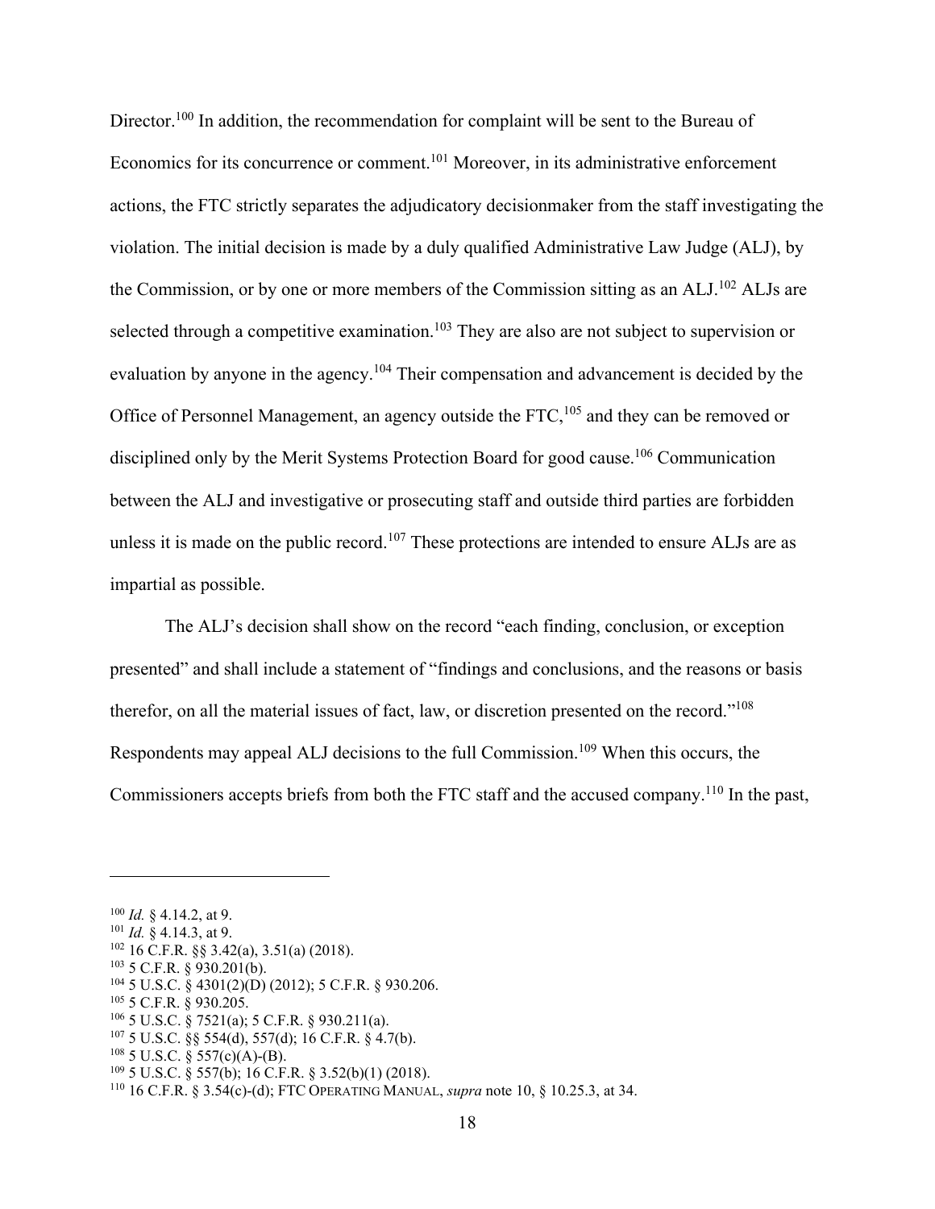Director.[100] In addition, the recommendation for complaint will be sent to the Bureau of Economics for its concurrence or comment.[101] Moreover, in its administrative enforcement actions, the FTC strictly separates the adjudicatory decisionmaker from the staff investigating the violation. The initial decision is made by a duly qualified Administrative Law Judge (ALJ), by the Commission, or by one or more members of the Commission sitting as an ALJ.[102] ALJs are selected through a competitive examination.[103] They are also are not subject to supervision or evaluation by anyone in the agency.[104] Their compensation and advancement is decided by the Office of Personnel Management, an agency outside the FTC,[105] and they can be removed or disciplined only by the Merit Systems Protection Board for good cause.[106] Communication between the ALJ and investigative or prosecuting staff and outside third parties are forbidden unless it is made on the public record.[107] These protections are intended to ensure ALJs are as impartial as possible.

The ALJ's decision shall show on the record "each finding, conclusion, or exception presented" and shall include a statement of "findings and conclusions, and the reasons or basis therefor, on all the material issues of fact, law, or discretion presented on the record."[108] Respondents may appeal ALJ decisions to the full Commission.[109] When this occurs, the Commissioners accepts briefs from both the FTC staff and the accused company.[110] In the past,

---

[100] *Id.* § 4.14.2, at 9.
[101] *Id.* § 4.14.3, at 9.
[102] 16 C.F.R. §§ 3.42(a), 3.51(a) (2018).
[103] 5 C.F.R. § 930.201(b).
[104] 5 U.S.C. § 4301(2)(D) (2012); 5 C.F.R. § 930.206.
[105] 5 C.F.R. § 930.205.
[106] 5 U.S.C. § 7521(a); 5 C.F.R. § 930.211(a).
[107] 5 U.S.C. §§ 554(d), 557(d); 16 C.F.R. § 4.7(b).
[108] 5 U.S.C. § 557(c)(A)-(B).
[109] 5 U.S.C. § 557(b); 16 C.F.R. § 3.52(b)(1) (2018).
[110] 16 C.F.R. § 3.54(c)-(d); FTC OPERATING MANUAL, *supra* note 10, § 10.25.3, at 34.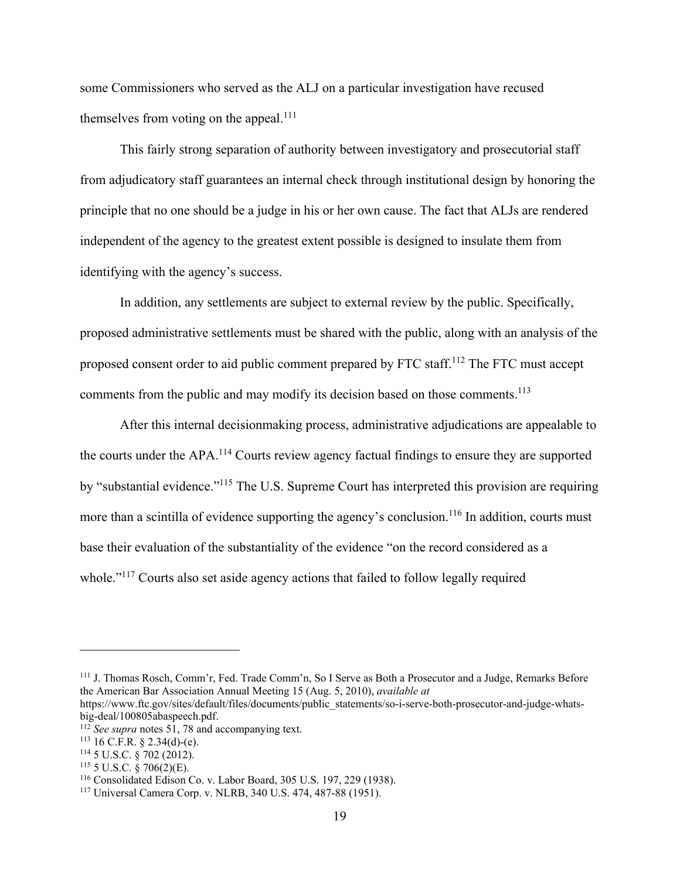some Commissioners who served as the ALJ on a particular investigation have recused themselves from voting on the appeal.[111]

This fairly strong separation of authority between investigatory and prosecutorial staff from adjudicatory staff guarantees an internal check through institutional design by honoring the principle that no one should be a judge in his or her own cause. The fact that ALJs are rendered independent of the agency to the greatest extent possible is designed to insulate them from identifying with the agency's success.

In addition, any settlements are subject to external review by the public. Specifically, proposed administrative settlements must be shared with the public, along with an analysis of the proposed consent order to aid public comment prepared by FTC staff.[112] The FTC must accept comments from the public and may modify its decision based on those comments.[113]

After this internal decisionmaking process, administrative adjudications are appealable to the courts under the APA.[114] Courts review agency factual findings to ensure they are supported by "substantial evidence."[115] The U.S. Supreme Court has interpreted this provision are requiring more than a scintilla of evidence supporting the agency's conclusion.[116] In addition, courts must base their evaluation of the substantiality of the evidence "on the record considered as a whole."[117] Courts also set aside agency actions that failed to follow legally required

---

[111] J. Thomas Rosch, Comm'r, Fed. Trade Comm'n, So I Serve as Both a Prosecutor and a Judge, Remarks Before the American Bar Association Annual Meeting 15 (Aug. 5, 2010), *available at* https://www.ftc.gov/sites/default/files/documents/public_statements/so-i-serve-both-prosecutor-and-judge-whats-big-deal/100805abaspeech.pdf.

[112] *See supra* notes 51, 78 and accompanying text.

[113] 16 C.F.R. § 2.34(d)-(e).

[114] 5 U.S.C. § 702 (2012).

[115] 5 U.S.C. § 706(2)(E).

[116] Consolidated Edison Co. v. Labor Board, 305 U.S. 197, 229 (1938).

[117] Universal Camera Corp. v. NLRB, 340 U.S. 474, 487-88 (1951).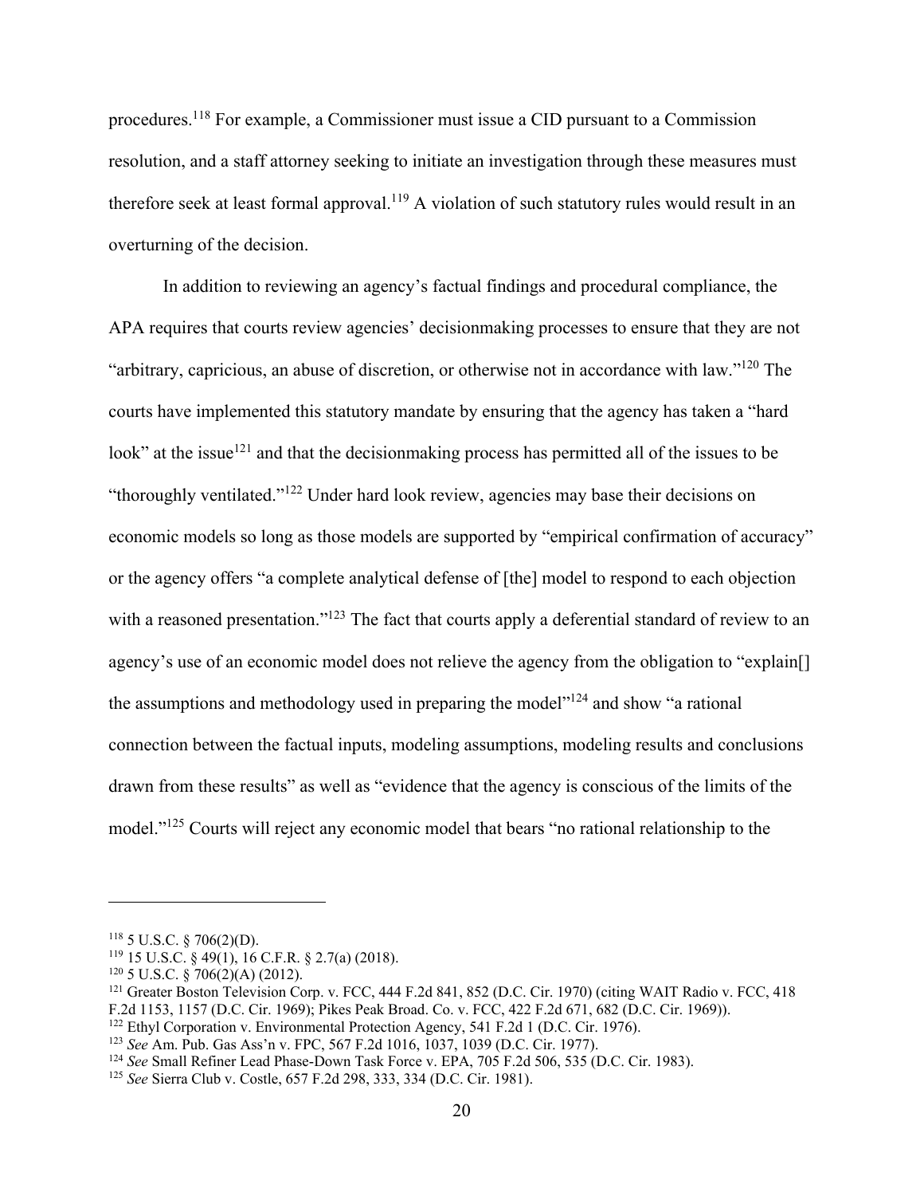procedures.[118] For example, a Commissioner must issue a CID pursuant to a Commission resolution, and a staff attorney seeking to initiate an investigation through these measures must therefore seek at least formal approval.[119] A violation of such statutory rules would result in an overturning of the decision.

In addition to reviewing an agency's factual findings and procedural compliance, the APA requires that courts review agencies' decisionmaking processes to ensure that they are not "arbitrary, capricious, an abuse of discretion, or otherwise not in accordance with law."[120] The courts have implemented this statutory mandate by ensuring that the agency has taken a "hard look" at the issue[121] and that the decisionmaking process has permitted all of the issues to be "thoroughly ventilated."[122] Under hard look review, agencies may base their decisions on economic models so long as those models are supported by "empirical confirmation of accuracy" or the agency offers "a complete analytical defense of [the] model to respond to each objection with a reasoned presentation."[123] The fact that courts apply a deferential standard of review to an agency's use of an economic model does not relieve the agency from the obligation to "explain[] the assumptions and methodology used in preparing the model"[124] and show "a rational connection between the factual inputs, modeling assumptions, modeling results and conclusions drawn from these results" as well as "evidence that the agency is conscious of the limits of the model."[125] Courts will reject any economic model that bears "no rational relationship to the

---

[118] 5 U.S.C. § 706(2)(D).

[119] 15 U.S.C. § 49(1), 16 C.F.R. § 2.7(a) (2018).

[120] 5 U.S.C. § 706(2)(A) (2012).

[121] Greater Boston Television Corp. v. FCC, 444 F.2d 841, 852 (D.C. Cir. 1970) (citing WAIT Radio v. FCC, 418 F.2d 1153, 1157 (D.C. Cir. 1969); Pikes Peak Broad. Co. v. FCC, 422 F.2d 671, 682 (D.C. Cir. 1969)).

[122] Ethyl Corporation v. Environmental Protection Agency, 541 F.2d 1 (D.C. Cir. 1976).

[123] *See* Am. Pub. Gas Ass'n v. FPC, 567 F.2d 1016, 1037, 1039 (D.C. Cir. 1977).

[124] *See* Small Refiner Lead Phase-Down Task Force v. EPA, 705 F.2d 506, 535 (D.C. Cir. 1983).

[125] *See* Sierra Club v. Costle, 657 F.2d 298, 333, 334 (D.C. Cir. 1981).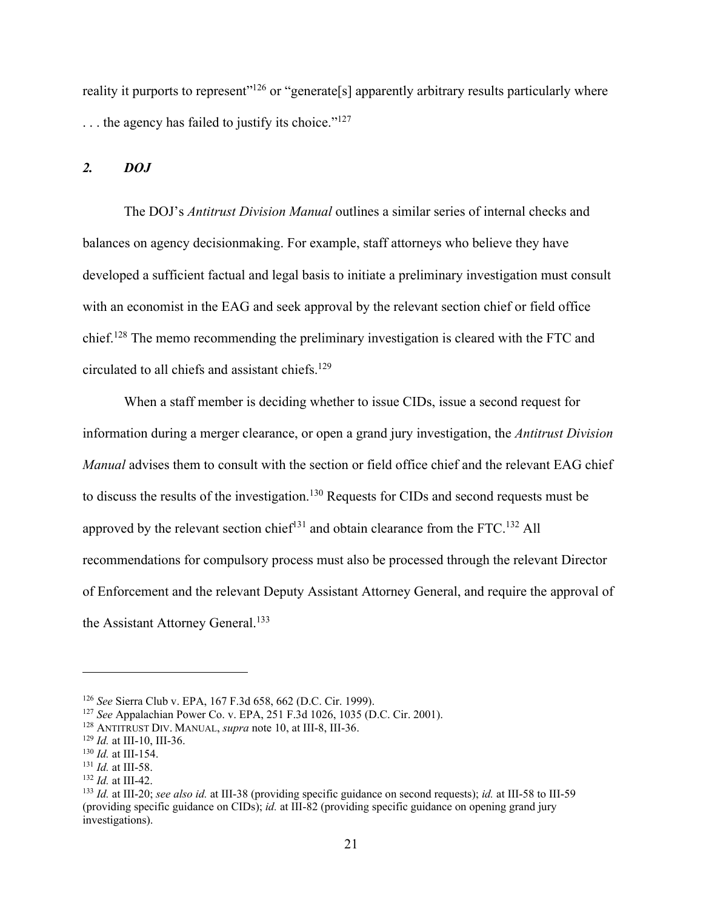reality it purports to represent"[126] or "generate[s] apparently arbitrary results particularly where . . . the agency has failed to justify its choice."[127]

### *2. DOJ*

The DOJ's *Antitrust Division Manual* outlines a similar series of internal checks and balances on agency decisionmaking. For example, staff attorneys who believe they have developed a sufficient factual and legal basis to initiate a preliminary investigation must consult with an economist in the EAG and seek approval by the relevant section chief or field office chief.[128] The memo recommending the preliminary investigation is cleared with the FTC and circulated to all chiefs and assistant chiefs.[129]

When a staff member is deciding whether to issue CIDs, issue a second request for information during a merger clearance, or open a grand jury investigation, the *Antitrust Division Manual* advises them to consult with the section or field office chief and the relevant EAG chief to discuss the results of the investigation.[130] Requests for CIDs and second requests must be approved by the relevant section chief[131] and obtain clearance from the FTC.[132] All recommendations for compulsory process must also be processed through the relevant Director of Enforcement and the relevant Deputy Assistant Attorney General, and require the approval of the Assistant Attorney General.[133]

---

[126] *See* Sierra Club v. EPA, 167 F.3d 658, 662 (D.C. Cir. 1999).
[127] *See* Appalachian Power Co. v. EPA, 251 F.3d 1026, 1035 (D.C. Cir. 2001).
[128] ANTITRUST DIV. MANUAL, *supra* note 10, at III-8, III-36.
[129] *Id.* at III-10, III-36.
[130] *Id.* at III-154.
[131] *Id.* at III-58.
[132] *Id.* at III-42.
[133] *Id.* at III-20; *see also id.* at III-38 (providing specific guidance on second requests); *id.* at III-58 to III-59 (providing specific guidance on CIDs); *id.* at III-82 (providing specific guidance on opening grand jury investigations).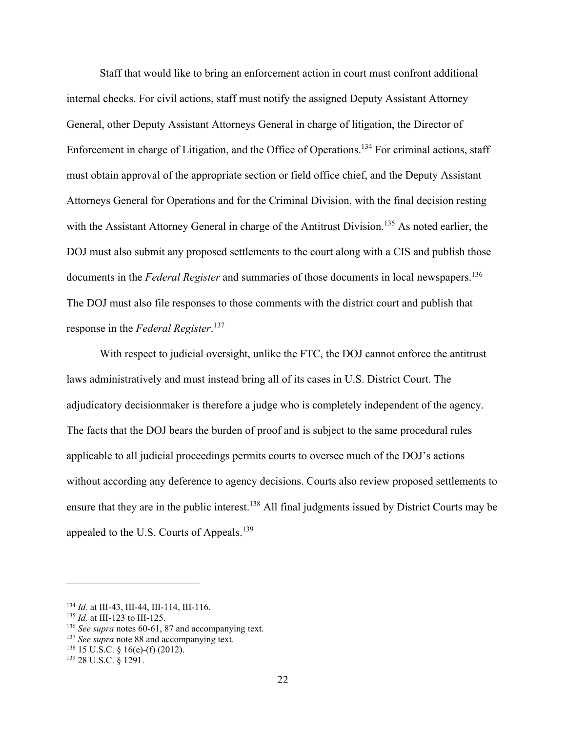Staff that would like to bring an enforcement action in court must confront additional internal checks. For civil actions, staff must notify the assigned Deputy Assistant Attorney General, other Deputy Assistant Attorneys General in charge of litigation, the Director of Enforcement in charge of Litigation, and the Office of Operations.[134] For criminal actions, staff must obtain approval of the appropriate section or field office chief, and the Deputy Assistant Attorneys General for Operations and for the Criminal Division, with the final decision resting with the Assistant Attorney General in charge of the Antitrust Division.[135] As noted earlier, the DOJ must also submit any proposed settlements to the court along with a CIS and publish those documents in the *Federal Register* and summaries of those documents in local newspapers.[136] The DOJ must also file responses to those comments with the district court and publish that response in the *Federal Register*.[137]

With respect to judicial oversight, unlike the FTC, the DOJ cannot enforce the antitrust laws administratively and must instead bring all of its cases in U.S. District Court. The adjudicatory decisionmaker is therefore a judge who is completely independent of the agency. The facts that the DOJ bears the burden of proof and is subject to the same procedural rules applicable to all judicial proceedings permits courts to oversee much of the DOJ's actions without according any deference to agency decisions. Courts also review proposed settlements to ensure that they are in the public interest.[138] All final judgments issued by District Courts may be appealed to the U.S. Courts of Appeals.[139]

---

[134] *Id.* at III-43, III-44, III-114, III-116.
[135] *Id.* at III-123 to III-125.
[136] *See supra* notes 60-61, 87 and accompanying text.
[137] *See supra* note 88 and accompanying text.
[138] 15 U.S.C. § 16(e)-(f) (2012).
[139] 28 U.S.C. § 1291.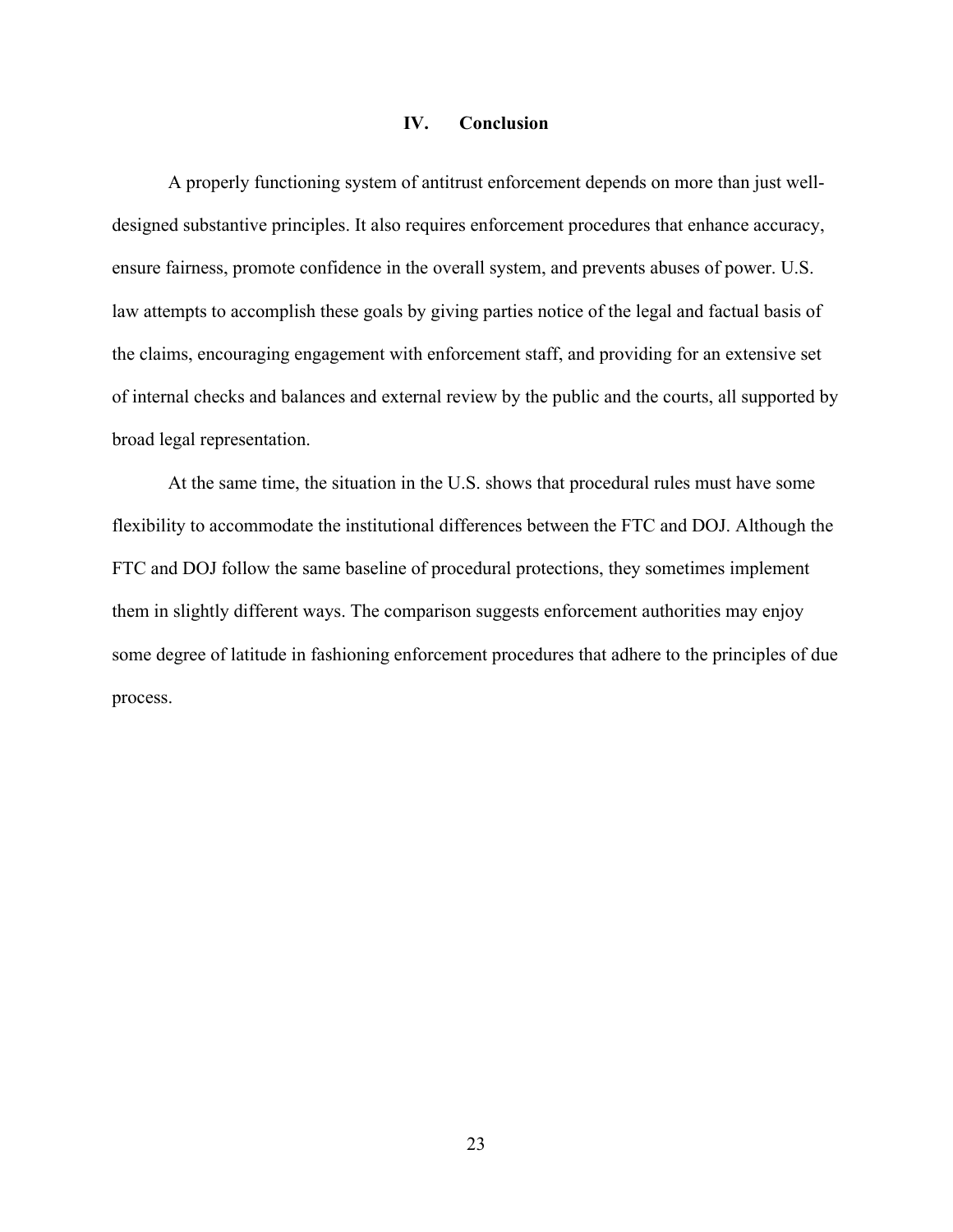## IV. Conclusion

A properly functioning system of antitrust enforcement depends on more than just well-designed substantive principles. It also requires enforcement procedures that enhance accuracy, ensure fairness, promote confidence in the overall system, and prevents abuses of power. U.S. law attempts to accomplish these goals by giving parties notice of the legal and factual basis of the claims, encouraging engagement with enforcement staff, and providing for an extensive set of internal checks and balances and external review by the public and the courts, all supported by broad legal representation.

At the same time, the situation in the U.S. shows that procedural rules must have some flexibility to accommodate the institutional differences between the FTC and DOJ. Although the FTC and DOJ follow the same baseline of procedural protections, they sometimes implement them in slightly different ways. The comparison suggests enforcement authorities may enjoy some degree of latitude in fashioning enforcement procedures that adhere to the principles of due process.